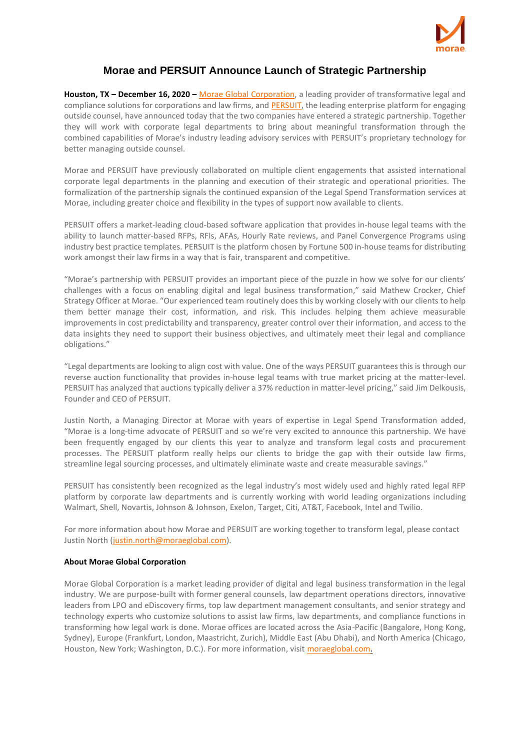# Morae and PERSUIT Announce Launch of Strategic Partnership

**Houston, TX – December 16, 2020 –** Morae Global Corporation, a leading provider of transformative legal and compliance solutions for corporations and law firms, and PERSUIT, the leading enterprise platform for engaging outside counsel, have announced today that the two companies have entered a strategic partnership. Together they will work with corporate legal departments to bring about meaningful transformation through the combined capabilities of Morae's industry leading advisory services with PERSUIT's proprietary technology for better managing outside counsel.

Morae and PERSUIT have previously collaborated on multiple client engagements that assisted international corporate legal departments in the planning and execution of their strategic and operational priorities. The formalization of the partnership signals the continued expansion of the Legal Spend Transformation services at Morae, including greater choice and flexibility in the types of support now available to clients.

PERSUIT offers a market-leading cloud-based software application that provides in-house legal teams with the ability to launch matter-based RFPs, RFIs, AFAs, Hourly Rate reviews, and Panel Convergence Programs using industry best practice templates. PERSUIT is the platform chosen by Fortune 500 in-house teams for distributing work amongst their law firms in a way that is fair, transparent and competitive.

"Morae's partnership with PERSUIT provides an important piece of the puzzle in how we solve for our clients' challenges with a focus on enabling digital and legal business transformation," said Mathew Crocker, Chief Strategy Officer at Morae. "Our experienced team routinely does this by working closely with our clients to help them better manage their cost, information, and risk. This includes helping them achieve measurable improvements in cost predictability and transparency, greater control over their information, and access to the data insights they need to support their business objectives, and ultimately meet their legal and compliance obligations."

"Legal departments are looking to align cost with value. One of the ways PERSUIT guarantees this is through our reverse auction functionality that provides in-house legal teams with true market pricing at the matter-level. PERSUIT has analyzed that auctions typically deliver a 37% reduction in matter-level pricing," said Jim Delkousis, Founder and CEO of PERSUIT.

Justin North, a Managing Director at Morae with years of expertise in Legal Spend Transformation added, "Morae is a long-time advocate of PERSUIT and so we're very excited to announce this partnership. We have been frequently engaged by our clients this year to analyze and transform legal costs and procurement processes. The PERSUIT platform really helps our clients to bridge the gap with their outside law firms, streamline legal sourcing processes, and ultimately eliminate waste and create measurable savings."

PERSUIT has consistently been recognized as the legal industry's most widely used and highly rated legal RFP platform by corporate law departments and is currently working with world leading organizations including Walmart, Shell, Novartis, Johnson & Johnson, Exelon, Target, Citi, AT&T, Facebook, Intel and Twilio.

For more information about how Morae and PERSUIT are working together to transform legal, please contact Justin North (justin.north@moraeglobal.com).

**About Morae Global Corporation**

Morae Global Corporation is a market leading provider of digital and legal business transformation in the legal industry. We are purpose-built with former general counsels, law department operations directors, innovative leaders from LPO and eDiscovery firms, top law department management consultants, and senior strategy and technology experts who customize solutions to assist law firms, law departments, and compliance functions in transforming how legal work is done. Morae offices are located across the Asia-Pacific (Bangalore, Hong Kong, Sydney), Europe (Frankfurt, London, Maastricht, Zurich), Middle East (Abu Dhabi), and North America (Chicago, Houston, New York; Washington, D.C.). For more information, visit moraeglobal.com.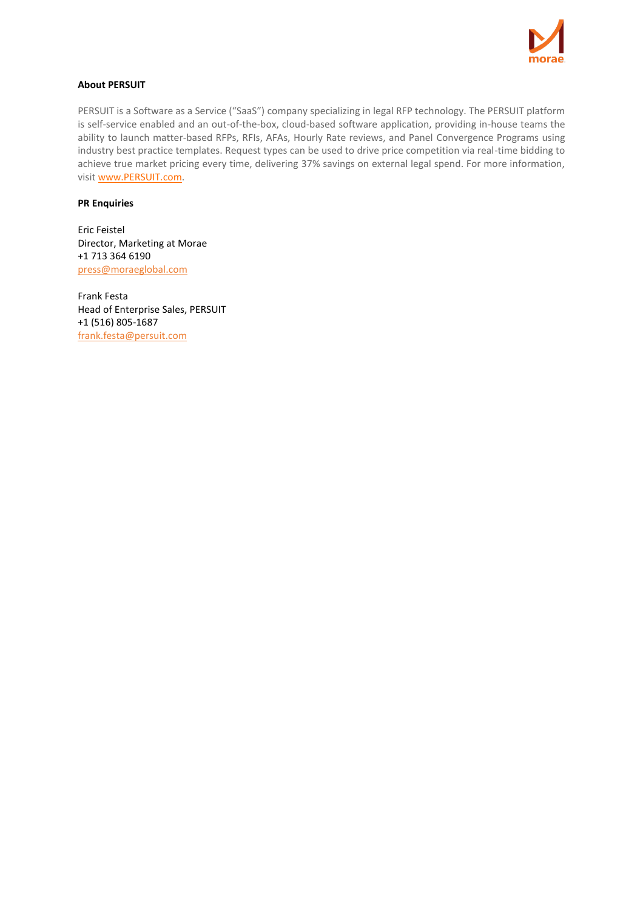**About PERSUIT**

PERSUIT is a Software as a Service ("SaaS") company specializing in legal RFP technology. The PERSUIT platform is self-service enabled and an out-of-the-box, cloud-based software application, providing in-house teams the ability to launch matter-based RFPs, RFIs, AFAs, Hourly Rate reviews, and Panel Convergence Programs using industry best practice templates. Request types can be used to drive price competition via real-time bidding to achieve true market pricing every time, delivering 37% savings on external legal spend. For more information, visit www.PERSUIT.com.

**PR Enquiries**

Eric Feistel
Director, Marketing at Morae
+1 713 364 6190
press@moraeglobal.com

Frank Festa
Head of Enterprise Sales, PERSUIT
+1 (516) 805-1687
frank.festa@persuit.com